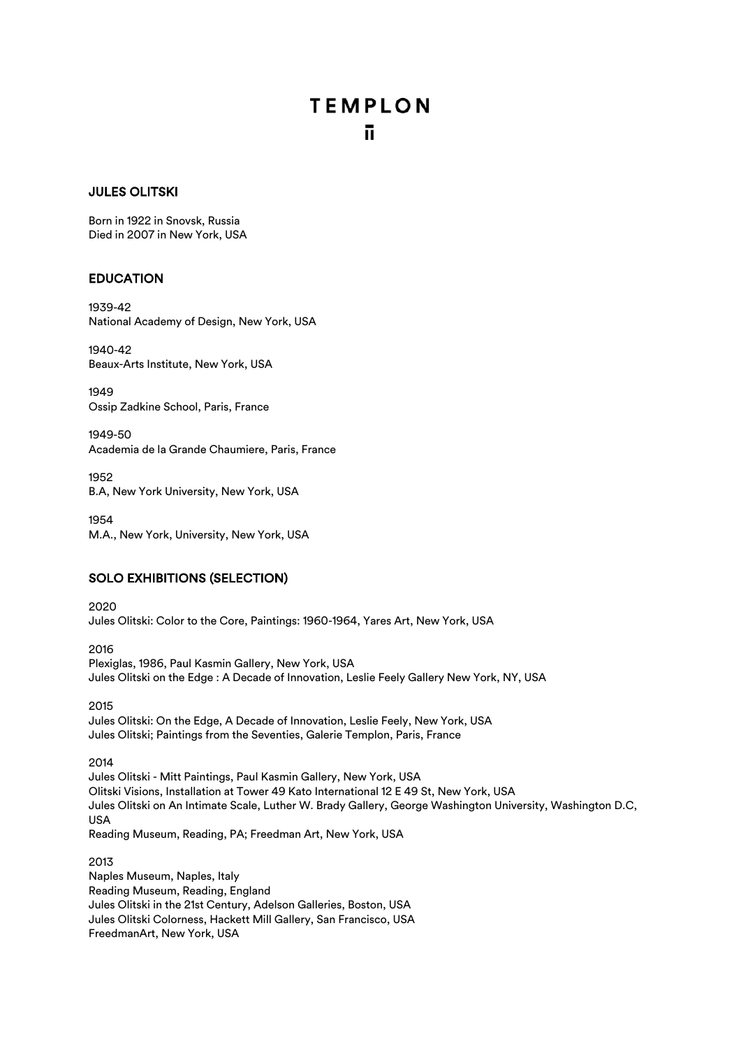# TEMPLON

## JULES OLITSKI

Born in 1922 in Snovsk, Russia
Died in 2007 in New York, USA

## EDUCATION

1939-42
National Academy of Design, New York, USA

1940-42
Beaux-Arts Institute, New York, USA

1949
Ossip Zadkine School, Paris, France

1949-50
Academia de la Grande Chaumiere, Paris, France

1952
B.A, New York University, New York, USA

1954
M.A., New York, University, New York, USA

## SOLO EXHIBITIONS (SELECTION)

2020
Jules Olitski: Color to the Core, Paintings: 1960-1964, Yares Art, New York, USA

2016
Plexiglas, 1986, Paul Kasmin Gallery, New York, USA
Jules Olitski on the Edge : A Decade of Innovation, Leslie Feely Gallery New York, NY, USA

2015
Jules Olitski: On the Edge, A Decade of Innovation, Leslie Feely, New York, USA
Jules Olitski; Paintings from the Seventies, Galerie Templon, Paris, France

2014
Jules Olitski - Mitt Paintings, Paul Kasmin Gallery, New York, USA
Olitski Visions, Installation at Tower 49 Kato International 12 E 49 St, New York, USA
Jules Olitski on An Intimate Scale, Luther W. Brady Gallery, George Washington University, Washington D.C, USA
Reading Museum, Reading, PA; Freedman Art, New York, USA

2013
Naples Museum, Naples, Italy
Reading Museum, Reading, England
Jules Olitski in the 21st Century, Adelson Galleries, Boston, USA
Jules Olitski Colorness, Hackett Mill Gallery, San Francisco, USA
FreedmanArt, New York, USA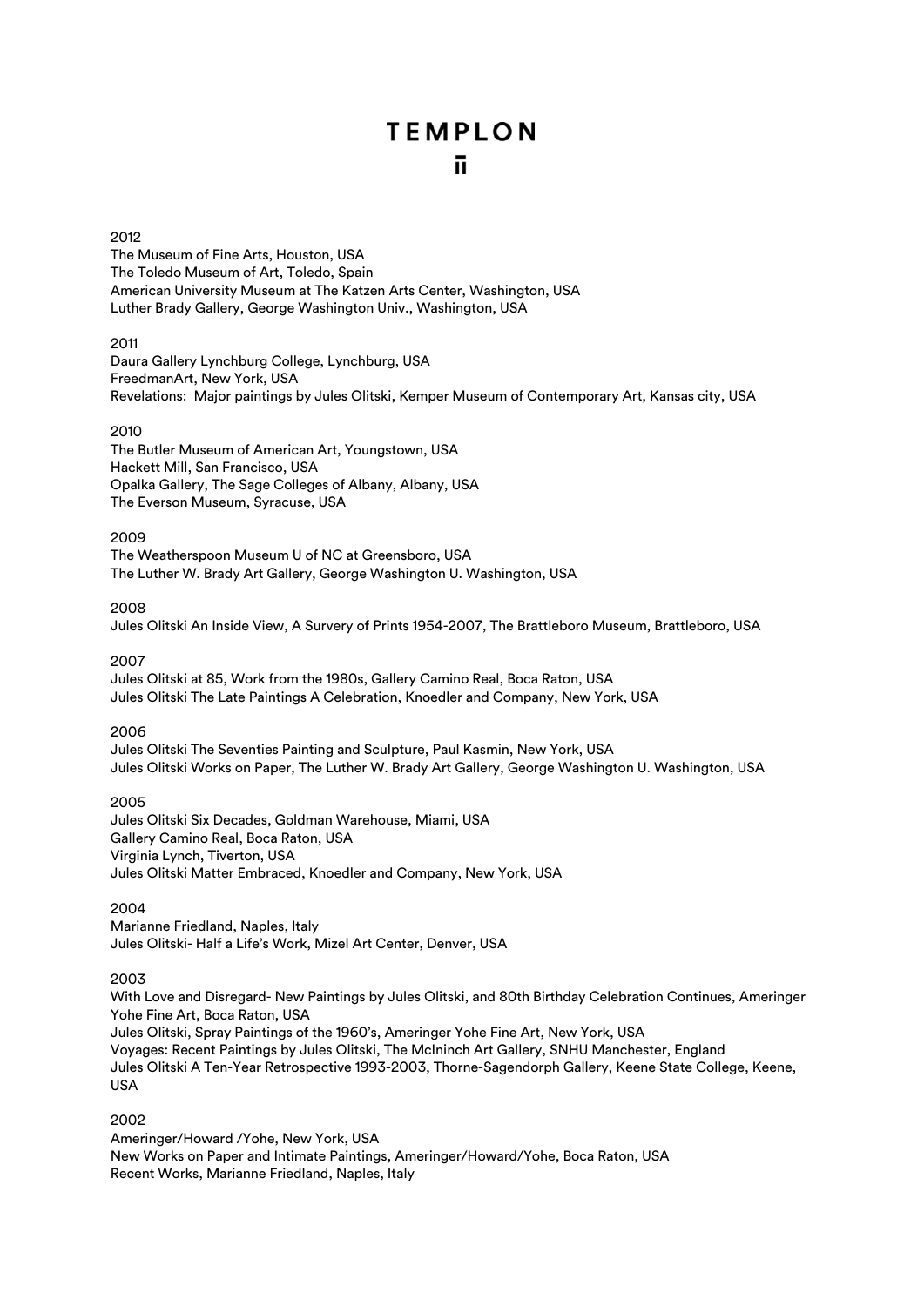2012

The Museum of Fine Arts, Houston, USA
The Toledo Museum of Art, Toledo, Spain
American University Museum at The Katzen Arts Center, Washington, USA
Luther Brady Gallery, George Washington Univ., Washington, USA

2011

Daura Gallery Lynchburg College, Lynchburg, USA
FreedmanArt, New York, USA
Revelations: Major paintings by Jules Olitski, Kemper Museum of Contemporary Art, Kansas city, USA

2010

The Butler Museum of American Art, Youngstown, USA
Hackett Mill, San Francisco, USA
Opalka Gallery, The Sage Colleges of Albany, Albany, USA
The Everson Museum, Syracuse, USA

2009

The Weatherspoon Museum U of NC at Greensboro, USA
The Luther W. Brady Art Gallery, George Washington U. Washington, USA

2008

Jules Olitski An Inside View, A Survery of Prints 1954-2007, The Brattleboro Museum, Brattleboro, USA

2007

Jules Olitski at 85, Work from the 1980s, Gallery Camino Real, Boca Raton, USA
Jules Olitski The Late Paintings A Celebration, Knoedler and Company, New York, USA

2006

Jules Olitski The Seventies Painting and Sculpture, Paul Kasmin, New York, USA
Jules Olitski Works on Paper, The Luther W. Brady Art Gallery, George Washington U. Washington, USA

2005

Jules Olitski Six Decades, Goldman Warehouse, Miami, USA
Gallery Camino Real, Boca Raton, USA
Virginia Lynch, Tiverton, USA
Jules Olitski Matter Embraced, Knoedler and Company, New York, USA

2004

Marianne Friedland, Naples, Italy
Jules Olitski- Half a Life's Work, Mizel Art Center, Denver, USA

2003

With Love and Disregard- New Paintings by Jules Olitski, and 80th Birthday Celebration Continues, Ameringer Yohe Fine Art, Boca Raton, USA
Jules Olitski, Spray Paintings of the 1960's, Ameringer Yohe Fine Art, New York, USA
Voyages: Recent Paintings by Jules Olitski, The McIninch Art Gallery, SNHU Manchester, England
Jules Olitski A Ten-Year Retrospective 1993-2003, Thorne-Sagendorph Gallery, Keene State College, Keene, USA

2002

Ameringer/Howard /Yohe, New York, USA
New Works on Paper and Intimate Paintings, Ameringer/Howard/Yohe, Boca Raton, USA
Recent Works, Marianne Friedland, Naples, Italy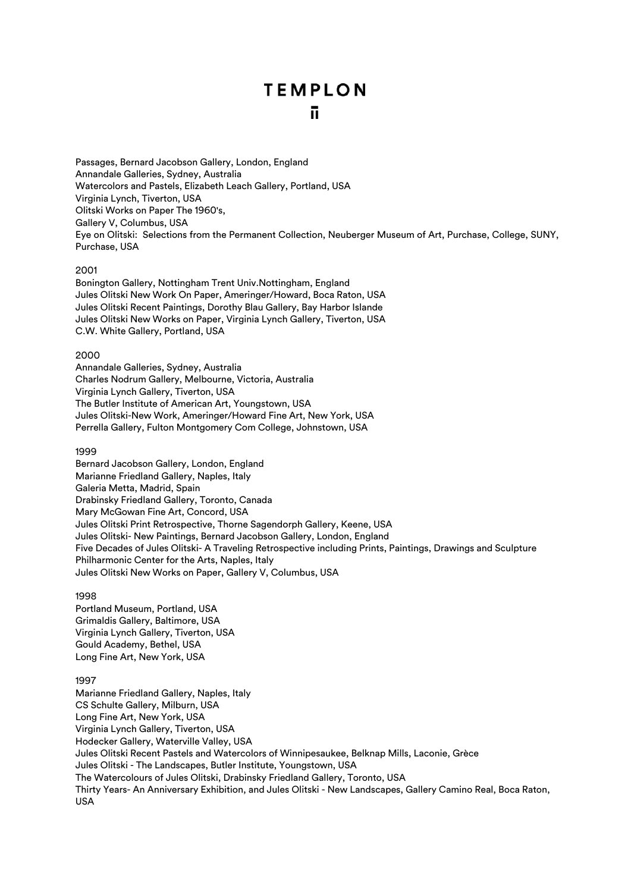Passages, Bernard Jacobson Gallery, London, England
Annandale Galleries, Sydney, Australia
Watercolors and Pastels, Elizabeth Leach Gallery, Portland, USA
Virginia Lynch, Tiverton, USA
Olitski Works on Paper The 1960's,
Gallery V, Columbus, USA
Eye on Olitski: Selections from the Permanent Collection, Neuberger Museum of Art, Purchase, College, SUNY, Purchase, USA

2001
Bonington Gallery, Nottingham Trent Univ.Nottingham, England
Jules Olitski New Work On Paper, Ameringer/Howard, Boca Raton, USA
Jules Olitski Recent Paintings, Dorothy Blau Gallery, Bay Harbor Islande
Jules Olitski New Works on Paper, Virginia Lynch Gallery, Tiverton, USA
C.W. White Gallery, Portland, USA

2000
Annandale Galleries, Sydney, Australia
Charles Nodrum Gallery, Melbourne, Victoria, Australia
Virginia Lynch Gallery, Tiverton, USA
The Butler Institute of American Art, Youngstown, USA
Jules Olitski-New Work, Ameringer/Howard Fine Art, New York, USA
Perrella Gallery, Fulton Montgomery Com College, Johnstown, USA

1999
Bernard Jacobson Gallery, London, England
Marianne Friedland Gallery, Naples, Italy
Galeria Metta, Madrid, Spain
Drabinsky Friedland Gallery, Toronto, Canada
Mary McGowan Fine Art, Concord, USA
Jules Olitski Print Retrospective, Thorne Sagendorph Gallery, Keene, USA
Jules Olitski- New Paintings, Bernard Jacobson Gallery, London, England
Five Decades of Jules Olitski- A Traveling Retrospective including Prints, Paintings, Drawings and Sculpture
Philharmonic Center for the Arts, Naples, Italy
Jules Olitski New Works on Paper, Gallery V, Columbus, USA

1998
Portland Museum, Portland, USA
Grimaldis Gallery, Baltimore, USA
Virginia Lynch Gallery, Tiverton, USA
Gould Academy, Bethel, USA
Long Fine Art, New York, USA

1997
Marianne Friedland Gallery, Naples, Italy
CS Schulte Gallery, Milburn, USA
Long Fine Art, New York, USA
Virginia Lynch Gallery, Tiverton, USA
Hodecker Gallery, Waterville Valley, USA
Jules Olitski Recent Pastels and Watercolors of Winnipesaukee, Belknap Mills, Laconie, Grèce
Jules Olitski - The Landscapes, Butler Institute, Youngstown, USA
The Watercolours of Jules Olitski, Drabinsky Friedland Gallery, Toronto, USA
Thirty Years- An Anniversary Exhibition, and Jules Olitski - New Landscapes, Gallery Camino Real, Boca Raton, USA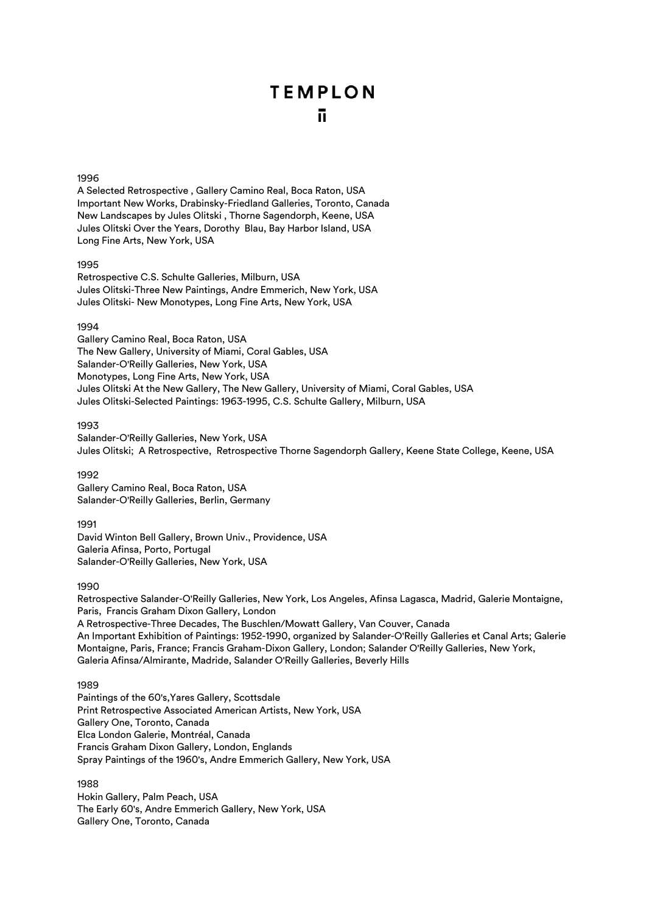1996

A Selected Retrospective , Gallery Camino Real, Boca Raton, USA
Important New Works, Drabinsky-Friedland Galleries, Toronto, Canada
New Landscapes by Jules Olitski , Thorne Sagendorph, Keene, USA
Jules Olitski Over the Years, Dorothy  Blau, Bay Harbor Island, USA
Long Fine Arts, New York, USA

1995

Retrospective C.S. Schulte Galleries, Milburn, USA
Jules Olitski-Three New Paintings, Andre Emmerich, New York, USA
Jules Olitski- New Monotypes, Long Fine Arts, New York, USA

1994

Gallery Camino Real, Boca Raton, USA
The New Gallery, University of Miami, Coral Gables, USA
Salander-O'Reilly Galleries, New York, USA
Monotypes, Long Fine Arts, New York, USA
Jules Olitski At the New Gallery, The New Gallery, University of Miami, Coral Gables, USA
Jules Olitski-Selected Paintings: 1963-1995, C.S. Schulte Gallery, Milburn, USA

1993

Salander-O'Reilly Galleries, New York, USA
Jules Olitski;  A Retrospective,  Retrospective Thorne Sagendorph Gallery, Keene State College, Keene, USA

1992

Gallery Camino Real, Boca Raton, USA
Salander-O'Reilly Galleries, Berlin, Germany

1991

David Winton Bell Gallery, Brown Univ., Providence, USA
Galeria Afinsa, Porto, Portugal
Salander-O'Reilly Galleries, New York, USA

1990

Retrospective Salander-O'Reilly Galleries, New York, Los Angeles, Afinsa Lagasca, Madrid, Galerie Montaigne, Paris,  Francis Graham Dixon Gallery, London
A Retrospective-Three Decades, The Buschlen/Mowatt Gallery, Van Couver, Canada
An Important Exhibition of Paintings: 1952-1990, organized by Salander-O'Reilly Galleries et Canal Arts; Galerie Montaigne, Paris, France; Francis Graham-Dixon Gallery, London; Salander O'Reilly Galleries, New York, Galeria Afinsa/Almirante, Madride, Salander O'Reilly Galleries, Beverly Hills

1989

Paintings of the 60's,Yares Gallery, Scottsdale
Print Retrospective Associated American Artists, New York, USA
Gallery One, Toronto, Canada
Elca London Galerie, Montréal, Canada
Francis Graham Dixon Gallery, London, Englands
Spray Paintings of the 1960's, Andre Emmerich Gallery, New York, USA

1988

Hokin Gallery, Palm Peach, USA
The Early 60's, Andre Emmerich Gallery, New York, USA
Gallery One, Toronto, Canada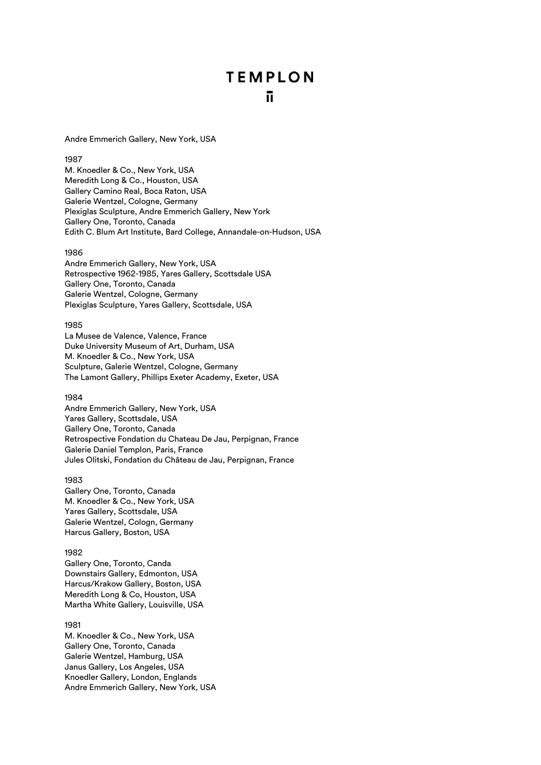Andre Emmerich Gallery, New York, USA

1987

M. Knoedler & Co., New York, USA
Meredith Long & Co., Houston, USA
Gallery Camino Real, Boca Raton, USA
Galerie Wentzel, Cologne, Germany
Plexiglas Sculpture, Andre Emmerich Gallery, New York
Gallery One, Toronto, Canada
Edith C. Blum Art Institute, Bard College, Annandale-on-Hudson, USA

1986

Andre Emmerich Gallery, New York, USA
Retrospective 1962-1985, Yares Gallery, Scottsdale USA
Gallery One, Toronto, Canada
Galerie Wentzel, Cologne, Germany
Plexiglas Sculpture, Yares Gallery, Scottsdale, USA

1985

La Musee de Valence, Valence, France
Duke University Museum of Art, Durham, USA
M. Knoedler & Co., New York, USA
Sculpture, Galerie Wentzel, Cologne, Germany
The Lamont Gallery, Phillips Exeter Academy, Exeter, USA

1984

Andre Emmerich Gallery, New York, USA
Yares Gallery, Scottsdale, USA
Gallery One, Toronto, Canada
Retrospective Fondation du Chateau De Jau, Perpignan, France
Galerie Daniel Templon, Paris, France
Jules Olitski, Fondation du Château de Jau, Perpignan, France

1983

Gallery One, Toronto, Canada
M. Knoedler & Co., New York, USA
Yares Gallery, Scottsdale, USA
Galerie Wentzel, Cologn, Germany
Harcus Gallery, Boston, USA

1982

Gallery One, Toronto, Canda
Downstairs Gallery, Edmonton, USA
Harcus/Krakow Gallery, Boston, USA
Meredith Long & Co, Houston, USA
Martha White Gallery, Louisville, USA

1981

M. Knoedler & Co., New York, USA
Gallery One, Toronto, Canada
Galerie Wentzel, Hamburg, USA
Janus Gallery, Los Angeles, USA
Knoedler Gallery, London, Englands
Andre Emmerich Gallery, New York, USA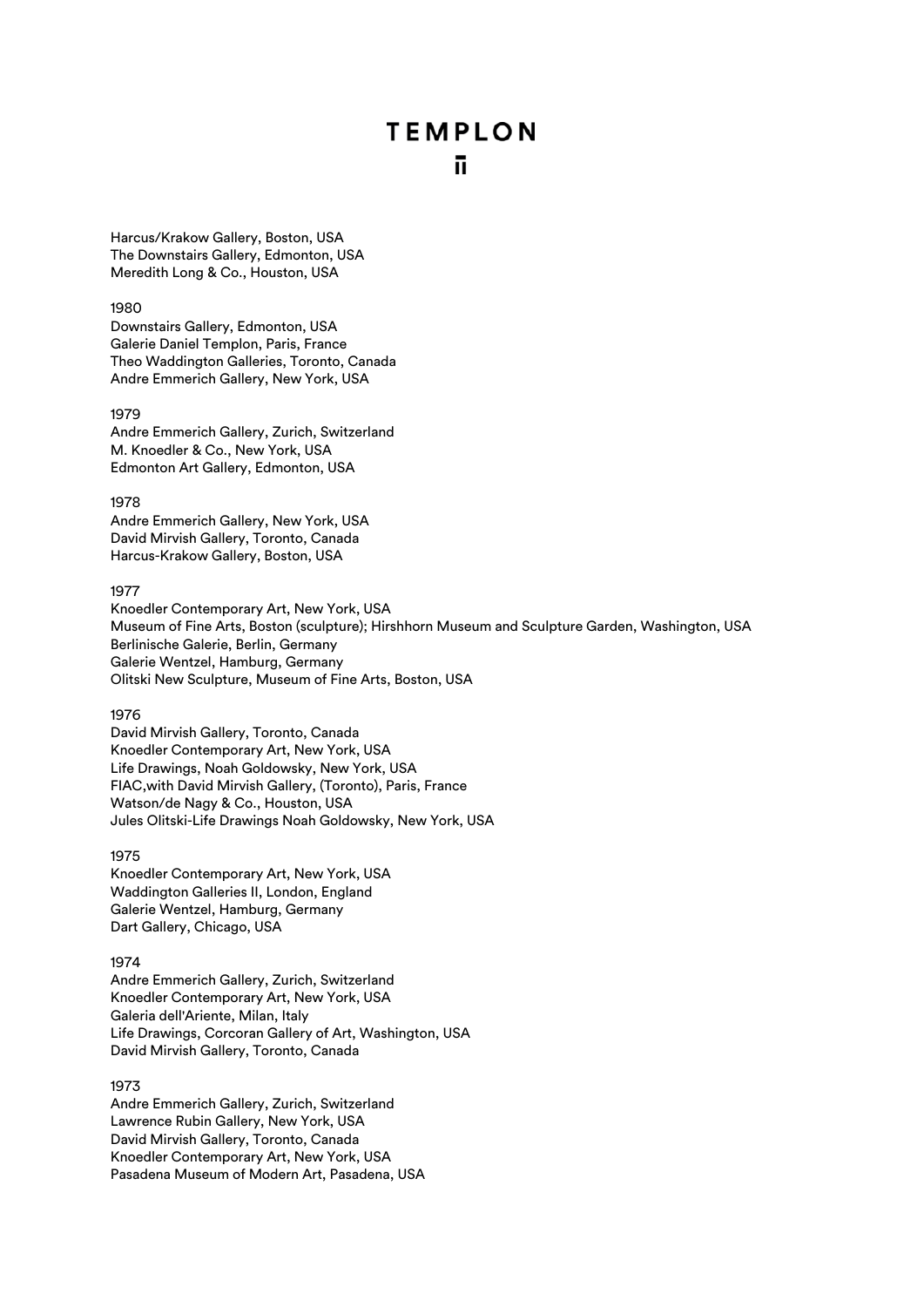Harcus/Krakow Gallery, Boston, USA
The Downstairs Gallery, Edmonton, USA
Meredith Long & Co., Houston, USA

1980
Downstairs Gallery, Edmonton, USA
Galerie Daniel Templon, Paris, France
Theo Waddington Galleries, Toronto, Canada
Andre Emmerich Gallery, New York, USA

1979
Andre Emmerich Gallery, Zurich, Switzerland
M. Knoedler & Co., New York, USA
Edmonton Art Gallery, Edmonton, USA

1978
Andre Emmerich Gallery, New York, USA
David Mirvish Gallery, Toronto, Canada
Harcus-Krakow Gallery, Boston, USA

1977
Knoedler Contemporary Art, New York, USA
Museum of Fine Arts, Boston (sculpture); Hirshhorn Museum and Sculpture Garden, Washington, USA
Berlinische Galerie, Berlin, Germany
Galerie Wentzel, Hamburg, Germany
Olitski New Sculpture, Museum of Fine Arts, Boston, USA

1976
David Mirvish Gallery, Toronto, Canada
Knoedler Contemporary Art, New York, USA
Life Drawings, Noah Goldowsky, New York, USA
FIAC,with David Mirvish Gallery, (Toronto), Paris, France
Watson/de Nagy & Co., Houston, USA
Jules Olitski-Life Drawings Noah Goldowsky, New York, USA

1975
Knoedler Contemporary Art, New York, USA
Waddington Galleries II, London, England
Galerie Wentzel, Hamburg, Germany
Dart Gallery, Chicago, USA

1974
Andre Emmerich Gallery, Zurich, Switzerland
Knoedler Contemporary Art, New York, USA
Galeria dell'Ariente, Milan, Italy
Life Drawings, Corcoran Gallery of Art, Washington, USA
David Mirvish Gallery, Toronto, Canada

1973
Andre Emmerich Gallery, Zurich, Switzerland
Lawrence Rubin Gallery, New York, USA
David Mirvish Gallery, Toronto, Canada
Knoedler Contemporary Art, New York, USA
Pasadena Museum of Modern Art, Pasadena, USA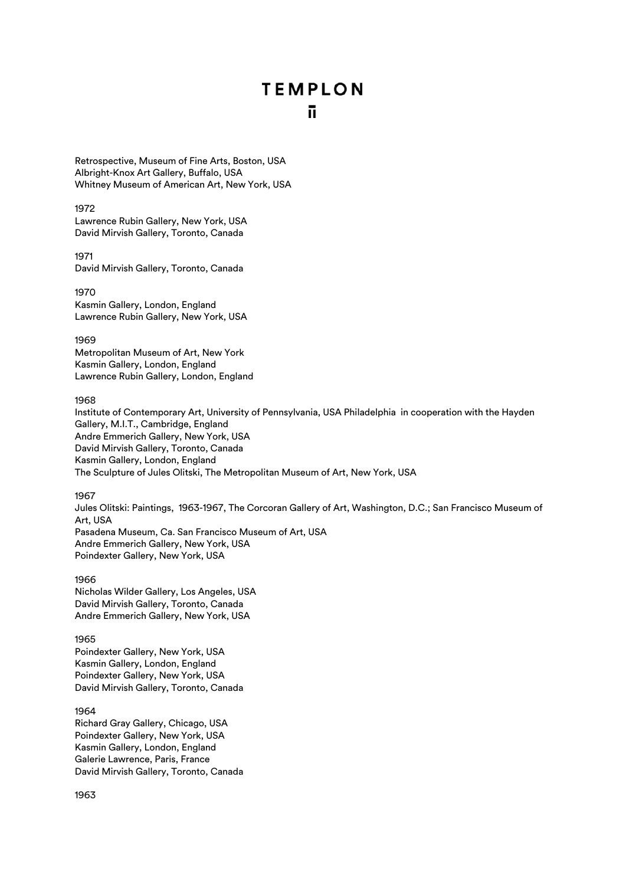Retrospective, Museum of Fine Arts, Boston, USA
Albright-Knox Art Gallery, Buffalo, USA
Whitney Museum of American Art, New York, USA

1972
Lawrence Rubin Gallery, New York, USA
David Mirvish Gallery, Toronto, Canada

1971
David Mirvish Gallery, Toronto, Canada

1970
Kasmin Gallery, London, England
Lawrence Rubin Gallery, New York, USA

1969
Metropolitan Museum of Art, New York
Kasmin Gallery, London, England
Lawrence Rubin Gallery, London, England

1968
Institute of Contemporary Art, University of Pennsylvania, USA Philadelphia in cooperation with the Hayden Gallery, M.I.T., Cambridge, England
Andre Emmerich Gallery, New York, USA
David Mirvish Gallery, Toronto, Canada
Kasmin Gallery, London, England
The Sculpture of Jules Olitski, The Metropolitan Museum of Art, New York, USA

1967
Jules Olitski: Paintings, 1963-1967, The Corcoran Gallery of Art, Washington, D.C.; San Francisco Museum of Art, USA
Pasadena Museum, Ca. San Francisco Museum of Art, USA
Andre Emmerich Gallery, New York, USA
Poindexter Gallery, New York, USA

1966
Nicholas Wilder Gallery, Los Angeles, USA
David Mirvish Gallery, Toronto, Canada
Andre Emmerich Gallery, New York, USA

1965
Poindexter Gallery, New York, USA
Kasmin Gallery, London, England
Poindexter Gallery, New York, USA
David Mirvish Gallery, Toronto, Canada

1964
Richard Gray Gallery, Chicago, USA
Poindexter Gallery, New York, USA
Kasmin Gallery, London, England
Galerie Lawrence, Paris, France
David Mirvish Gallery, Toronto, Canada

1963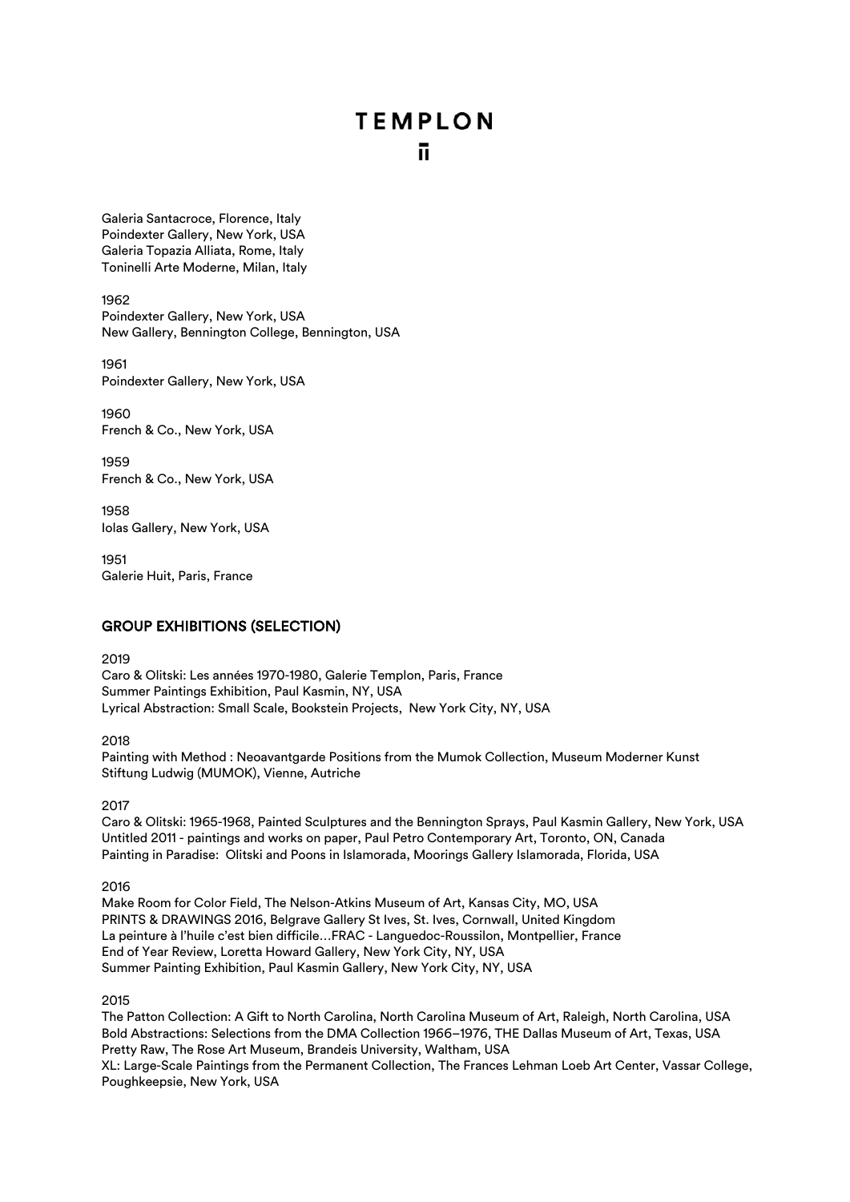Galeria Santacroce, Florence, Italy
Poindexter Gallery, New York, USA
Galeria Topazia Alliata, Rome, Italy
Toninelli Arte Moderne, Milan, Italy

1962
Poindexter Gallery, New York, USA
New Gallery, Bennington College, Bennington, USA

1961
Poindexter Gallery, New York, USA

1960
French & Co., New York, USA

1959
French & Co., New York, USA

1958
Iolas Gallery, New York, USA

1951
Galerie Huit, Paris, France

## GROUP EXHIBITIONS (SELECTION)

2019
Caro & Olitski: Les années 1970-1980, Galerie Templon, Paris, France
Summer Paintings Exhibition, Paul Kasmin, NY, USA
Lyrical Abstraction: Small Scale, Bookstein Projects, New York City, NY, USA

2018
Painting with Method : Neoavantgarde Positions from the Mumok Collection, Museum Moderner Kunst Stiftung Ludwig (MUMOK), Vienne, Autriche

2017
Caro & Olitski: 1965-1968, Painted Sculptures and the Bennington Sprays, Paul Kasmin Gallery, New York, USA
Untitled 2011 - paintings and works on paper, Paul Petro Contemporary Art, Toronto, ON, Canada
Painting in Paradise: Olitski and Poons in Islamorada, Moorings Gallery Islamorada, Florida, USA

2016
Make Room for Color Field, The Nelson-Atkins Museum of Art, Kansas City, MO, USA
PRINTS & DRAWINGS 2016, Belgrave Gallery St Ives, St. Ives, Cornwall, United Kingdom
La peinture à l'huile c'est bien difficile…FRAC - Languedoc-Roussilon, Montpellier, France
End of Year Review, Loretta Howard Gallery, New York City, NY, USA
Summer Painting Exhibition, Paul Kasmin Gallery, New York City, NY, USA

2015
The Patton Collection: A Gift to North Carolina, North Carolina Museum of Art, Raleigh, North Carolina, USA
Bold Abstractions: Selections from the DMA Collection 1966–1976, THE Dallas Museum of Art, Texas, USA
Pretty Raw, The Rose Art Museum, Brandeis University, Waltham, USA
XL: Large-Scale Paintings from the Permanent Collection, The Frances Lehman Loeb Art Center, Vassar College, Poughkeepsie, New York, USA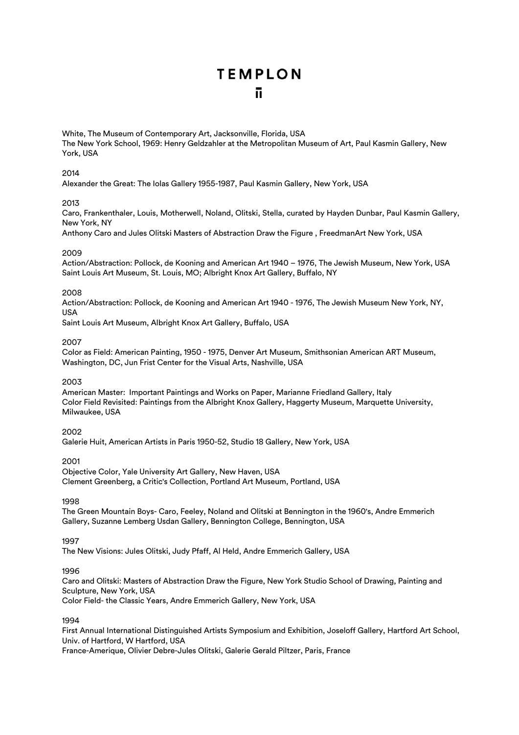White, The Museum of Contemporary Art, Jacksonville, Florida, USA
The New York School, 1969: Henry Geldzahler at the Metropolitan Museum of Art, Paul Kasmin Gallery, New York, USA

2014
Alexander the Great: The Iolas Gallery 1955-1987, Paul Kasmin Gallery, New York, USA

2013
Caro, Frankenthaler, Louis, Motherwell, Noland, Olitski, Stella, curated by Hayden Dunbar, Paul Kasmin Gallery, New York, NY
Anthony Caro and Jules Olitski Masters of Abstraction Draw the Figure , FreedmanArt New York, USA

2009
Action/Abstraction: Pollock, de Kooning and American Art 1940 – 1976, The Jewish Museum, New York, USA
Saint Louis Art Museum, St. Louis, MO; Albright Knox Art Gallery, Buffalo, NY

2008
Action/Abstraction: Pollock, de Kooning and American Art 1940 - 1976, The Jewish Museum New York, NY, USA
Saint Louis Art Museum, Albright Knox Art Gallery, Buffalo, USA

2007
Color as Field: American Painting, 1950 - 1975, Denver Art Museum, Smithsonian American ART Museum, Washington, DC, Jun Frist Center for the Visual Arts, Nashville, USA

2003
American Master: Important Paintings and Works on Paper, Marianne Friedland Gallery, Italy
Color Field Revisited: Paintings from the Albright Knox Gallery, Haggerty Museum, Marquette University, Milwaukee, USA

2002
Galerie Huit, American Artists in Paris 1950-52, Studio 18 Gallery, New York, USA

2001
Objective Color, Yale University Art Gallery, New Haven, USA
Clement Greenberg, a Critic's Collection, Portland Art Museum, Portland, USA

1998
The Green Mountain Boys- Caro, Feeley, Noland and Olitski at Bennington in the 1960's, Andre Emmerich Gallery, Suzanne Lemberg Usdan Gallery, Bennington College, Bennington, USA

1997
The New Visions: Jules Olitski, Judy Pfaff, Al Held, Andre Emmerich Gallery, USA

1996
Caro and Olitski: Masters of Abstraction Draw the Figure, New York Studio School of Drawing, Painting and Sculpture, New York, USA
Color Field- the Classic Years, Andre Emmerich Gallery, New York, USA

1994
First Annual International Distinguished Artists Symposium and Exhibition, Joseloff Gallery, Hartford Art School, Univ. of Hartford, W Hartford, USA
France-Amerique, Olivier Debre-Jules Olitski, Galerie Gerald Piltzer, Paris, France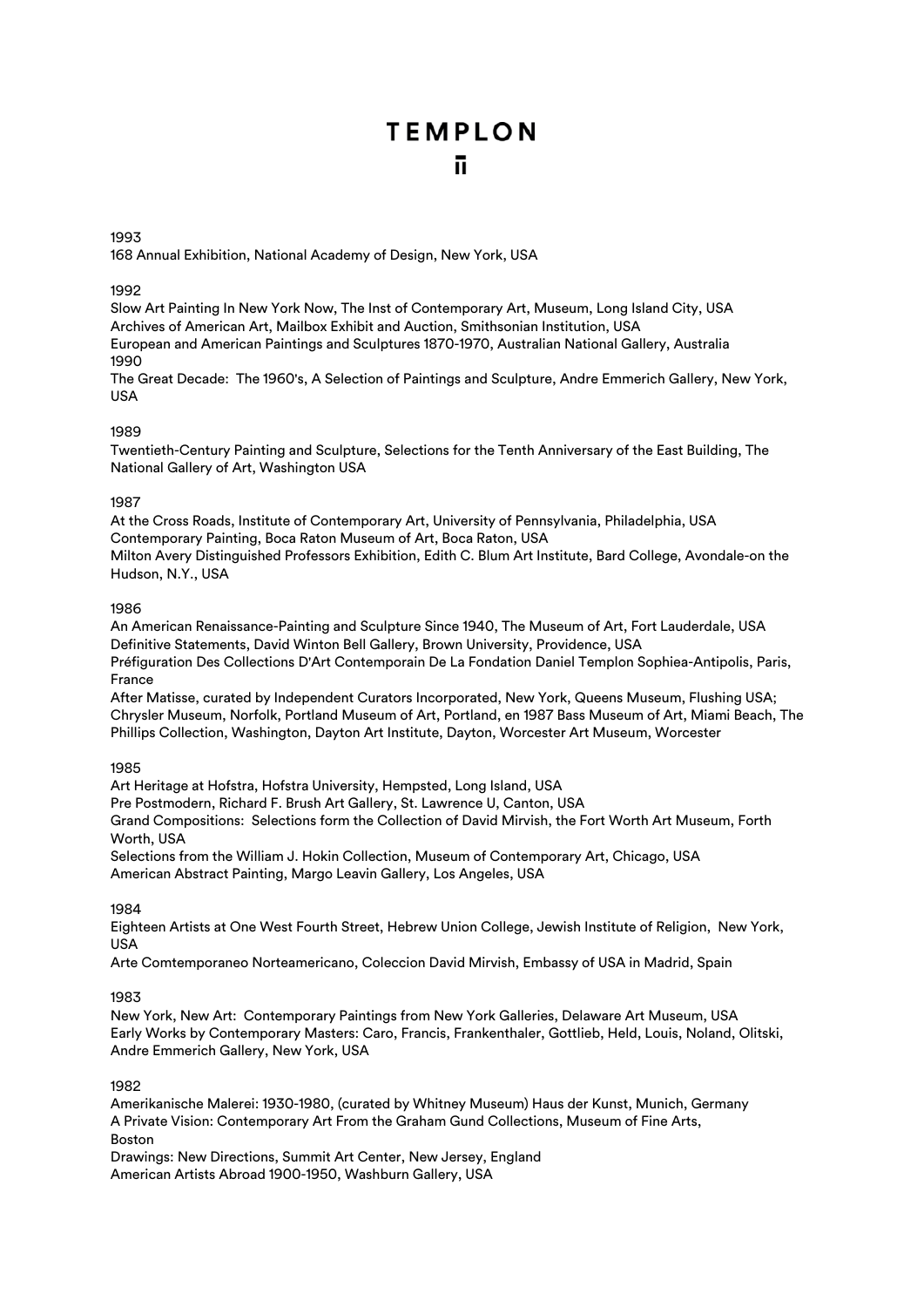1993

168 Annual Exhibition, National Academy of Design, New York, USA

1992

Slow Art Painting In New York Now, The Inst of Contemporary Art, Museum, Long Island City, USA
Archives of American Art, Mailbox Exhibit and Auction, Smithsonian Institution, USA
European and American Paintings and Sculptures 1870-1970, Australian National Gallery, Australia

1990

The Great Decade: The 1960's, A Selection of Paintings and Sculpture, Andre Emmerich Gallery, New York, USA

1989

Twentieth-Century Painting and Sculpture, Selections for the Tenth Anniversary of the East Building, The National Gallery of Art, Washington USA

1987

At the Cross Roads, Institute of Contemporary Art, University of Pennsylvania, Philadelphia, USA
Contemporary Painting, Boca Raton Museum of Art, Boca Raton, USA
Milton Avery Distinguished Professors Exhibition, Edith C. Blum Art Institute, Bard College, Avondale-on the Hudson, N.Y., USA

1986

An American Renaissance-Painting and Sculpture Since 1940, The Museum of Art, Fort Lauderdale, USA
Definitive Statements, David Winton Bell Gallery, Brown University, Providence, USA
Préfiguration Des Collections D'Art Contemporain De La Fondation Daniel Templon Sophiea-Antipolis, Paris, France
After Matisse, curated by Independent Curators Incorporated, New York, Queens Museum, Flushing USA; Chrysler Museum, Norfolk, Portland Museum of Art, Portland, en 1987 Bass Museum of Art, Miami Beach, The Phillips Collection, Washington, Dayton Art Institute, Dayton, Worcester Art Museum, Worcester

1985

Art Heritage at Hofstra, Hofstra University, Hempsted, Long Island, USA
Pre Postmodern, Richard F. Brush Art Gallery, St. Lawrence U, Canton, USA
Grand Compositions: Selections form the Collection of David Mirvish, the Fort Worth Art Museum, Forth Worth, USA
Selections from the William J. Hokin Collection, Museum of Contemporary Art, Chicago, USA
American Abstract Painting, Margo Leavin Gallery, Los Angeles, USA

1984

Eighteen Artists at One West Fourth Street, Hebrew Union College, Jewish Institute of Religion, New York, USA
Arte Comtemporaneo Norteamericano, Coleccion David Mirvish, Embassy of USA in Madrid, Spain

1983

New York, New Art: Contemporary Paintings from New York Galleries, Delaware Art Museum, USA
Early Works by Contemporary Masters: Caro, Francis, Frankenthaler, Gottlieb, Held, Louis, Noland, Olitski, Andre Emmerich Gallery, New York, USA

1982

Amerikanische Malerei: 1930-1980, (curated by Whitney Museum) Haus der Kunst, Munich, Germany
A Private Vision: Contemporary Art From the Graham Gund Collections, Museum of Fine Arts, Boston
Drawings: New Directions, Summit Art Center, New Jersey, England
American Artists Abroad 1900-1950, Washburn Gallery, USA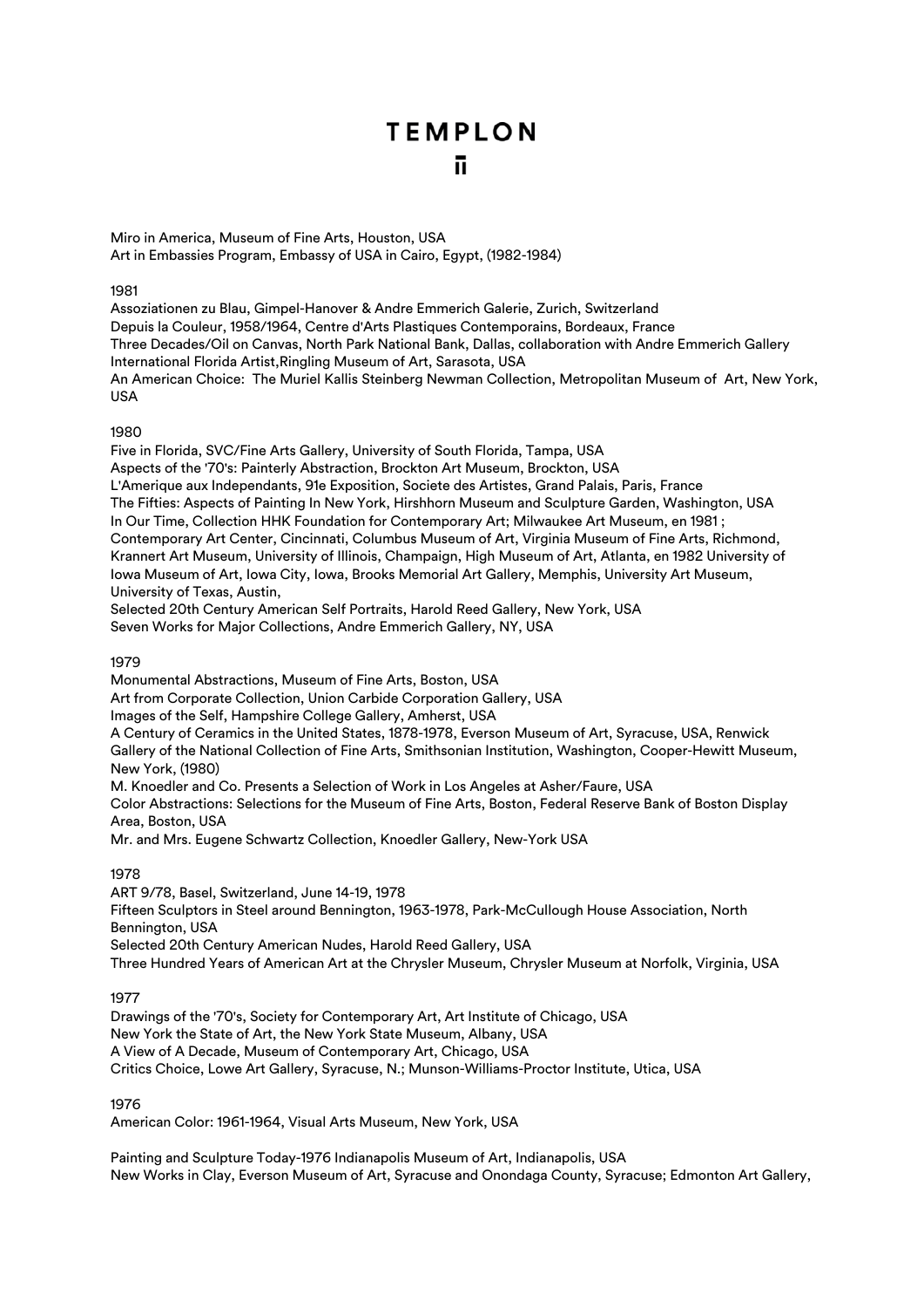Miro in America, Museum of Fine Arts, Houston, USA
Art in Embassies Program, Embassy of USA in Cairo, Egypt, (1982-1984)

1981

Assoziationen zu Blau, Gimpel-Hanover & Andre Emmerich Galerie, Zurich, Switzerland
Depuis la Couleur, 1958/1964, Centre d'Arts Plastiques Contemporains, Bordeaux, France
Three Decades/Oil on Canvas, North Park National Bank, Dallas, collaboration with Andre Emmerich Gallery
International Florida Artist,Ringling Museum of Art, Sarasota, USA
An American Choice: The Muriel Kallis Steinberg Newman Collection, Metropolitan Museum of Art, New York, USA

1980

Five in Florida, SVC/Fine Arts Gallery, University of South Florida, Tampa, USA
Aspects of the '70's: Painterly Abstraction, Brockton Art Museum, Brockton, USA
L'Amerique aux Independants, 91e Exposition, Societe des Artistes, Grand Palais, Paris, France
The Fifties: Aspects of Painting In New York, Hirshhorn Museum and Sculpture Garden, Washington, USA
In Our Time, Collection HHK Foundation for Contemporary Art; Milwaukee Art Museum, en 1981 ; Contemporary Art Center, Cincinnati, Columbus Museum of Art, Virginia Museum of Fine Arts, Richmond, Krannert Art Museum, University of Illinois, Champaign, High Museum of Art, Atlanta, en 1982 University of Iowa Museum of Art, Iowa City, Iowa, Brooks Memorial Art Gallery, Memphis, University Art Museum, University of Texas, Austin,
Selected 20th Century American Self Portraits, Harold Reed Gallery, New York, USA
Seven Works for Major Collections, Andre Emmerich Gallery, NY, USA

1979

Monumental Abstractions, Museum of Fine Arts, Boston, USA
Art from Corporate Collection, Union Carbide Corporation Gallery, USA
Images of the Self, Hampshire College Gallery, Amherst, USA
A Century of Ceramics in the United States, 1878-1978, Everson Museum of Art, Syracuse, USA, Renwick Gallery of the National Collection of Fine Arts, Smithsonian Institution, Washington, Cooper-Hewitt Museum, New York, (1980)
M. Knoedler and Co. Presents a Selection of Work in Los Angeles at Asher/Faure, USA
Color Abstractions: Selections for the Museum of Fine Arts, Boston, Federal Reserve Bank of Boston Display Area, Boston, USA
Mr. and Mrs. Eugene Schwartz Collection, Knoedler Gallery, New-York USA

1978

ART 9/78, Basel, Switzerland, June 14-19, 1978
Fifteen Sculptors in Steel around Bennington, 1963-1978, Park-McCullough House Association, North Bennington, USA
Selected 20th Century American Nudes, Harold Reed Gallery, USA
Three Hundred Years of American Art at the Chrysler Museum, Chrysler Museum at Norfolk, Virginia, USA

1977

Drawings of the '70's, Society for Contemporary Art, Art Institute of Chicago, USA
New York the State of Art, the New York State Museum, Albany, USA
A View of A Decade, Museum of Contemporary Art, Chicago, USA
Critics Choice, Lowe Art Gallery, Syracuse, N.; Munson-Williams-Proctor Institute, Utica, USA

1976

American Color: 1961-1964, Visual Arts Museum, New York, USA

Painting and Sculpture Today-1976 Indianapolis Museum of Art, Indianapolis, USA
New Works in Clay, Everson Museum of Art, Syracuse and Onondaga County, Syracuse; Edmonton Art Gallery,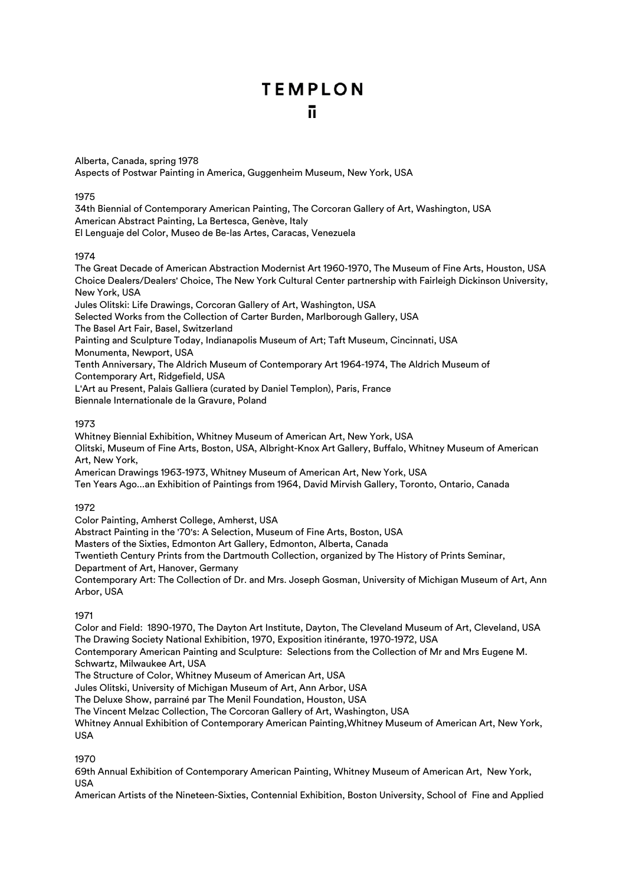Alberta, Canada, spring 1978
Aspects of Postwar Painting in America, Guggenheim Museum, New York, USA

1975
34th Biennial of Contemporary American Painting, The Corcoran Gallery of Art, Washington, USA
American Abstract Painting, La Bertesca, Genève, Italy
El Lenguaje del Color, Museo de Be-las Artes, Caracas, Venezuela

1974
The Great Decade of American Abstraction Modernist Art 1960-1970, The Museum of Fine Arts, Houston, USA
Choice Dealers/Dealers' Choice, The New York Cultural Center partnership with Fairleigh Dickinson University, New York, USA
Jules Olitski: Life Drawings, Corcoran Gallery of Art, Washington, USA
Selected Works from the Collection of Carter Burden, Marlborough Gallery, USA
The Basel Art Fair, Basel, Switzerland
Painting and Sculpture Today, Indianapolis Museum of Art; Taft Museum, Cincinnati, USA
Monumenta, Newport, USA
Tenth Anniversary, The Aldrich Museum of Contemporary Art 1964-1974, The Aldrich Museum of Contemporary Art, Ridgefield, USA
L'Art au Present, Palais Galliera (curated by Daniel Templon), Paris, France
Biennale Internationale de la Gravure, Poland

1973
Whitney Biennial Exhibition, Whitney Museum of American Art, New York, USA
Olitski, Museum of Fine Arts, Boston, USA, Albright-Knox Art Gallery, Buffalo, Whitney Museum of American Art, New York,
American Drawings 1963-1973, Whitney Museum of American Art, New York, USA
Ten Years Ago...an Exhibition of Paintings from 1964, David Mirvish Gallery, Toronto, Ontario, Canada

1972
Color Painting, Amherst College, Amherst, USA
Abstract Painting in the '70's: A Selection, Museum of Fine Arts, Boston, USA
Masters of the Sixties, Edmonton Art Gallery, Edmonton, Alberta, Canada
Twentieth Century Prints from the Dartmouth Collection, organized by The History of Prints Seminar, Department of Art, Hanover, Germany
Contemporary Art: The Collection of Dr. and Mrs. Joseph Gosman, University of Michigan Museum of Art, Ann Arbor, USA

1971
Color and Field: 1890-1970, The Dayton Art Institute, Dayton, The Cleveland Museum of Art, Cleveland, USA
The Drawing Society National Exhibition, 1970, Exposition itinérante, 1970-1972, USA
Contemporary American Painting and Sculpture: Selections from the Collection of Mr and Mrs Eugene M. Schwartz, Milwaukee Art, USA
The Structure of Color, Whitney Museum of American Art, USA
Jules Olitski, University of Michigan Museum of Art, Ann Arbor, USA
The Deluxe Show, parrainé par The Menil Foundation, Houston, USA
The Vincent Melzac Collection, The Corcoran Gallery of Art, Washington, USA
Whitney Annual Exhibition of Contemporary American Painting,Whitney Museum of American Art, New York, USA

1970
69th Annual Exhibition of Contemporary American Painting, Whitney Museum of American Art, New York, USA
American Artists of the Nineteen-Sixties, Contennial Exhibition, Boston University, School of Fine and Applied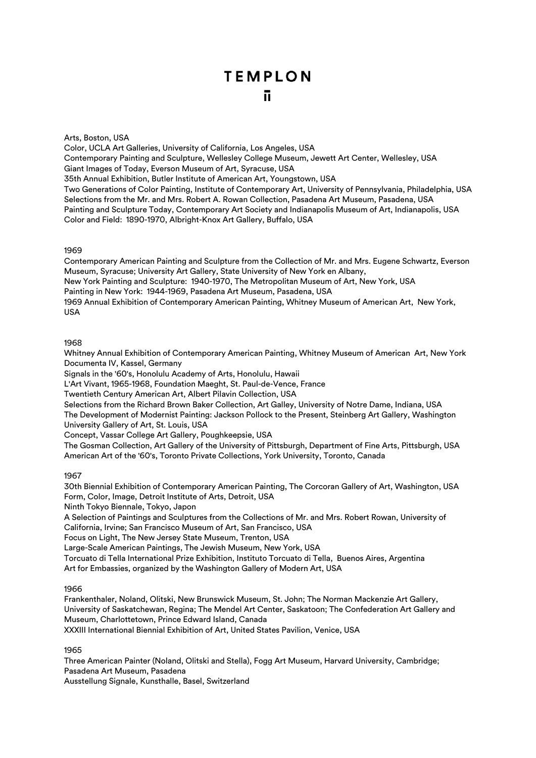Arts, Boston, USA
Color, UCLA Art Galleries, University of California, Los Angeles, USA
Contemporary Painting and Sculpture, Wellesley College Museum, Jewett Art Center, Wellesley, USA
Giant Images of Today, Everson Museum of Art, Syracuse, USA
35th Annual Exhibition, Butler Institute of American Art, Youngstown, USA
Two Generations of Color Painting, Institute of Contemporary Art, University of Pennsylvania, Philadelphia, USA
Selections from the Mr. and Mrs. Robert A. Rowan Collection, Pasadena Art Museum, Pasadena, USA
Painting and Sculpture Today, Contemporary Art Society and Indianapolis Museum of Art, Indianapolis, USA
Color and Field:  1890-1970, Albright-Knox Art Gallery, Buffalo, USA

1969

Contemporary American Painting and Sculpture from the Collection of Mr. and Mrs. Eugene Schwartz, Everson Museum, Syracuse; University Art Gallery, State University of New York en Albany,
New York Painting and Sculpture:  1940-1970, The Metropolitan Museum of Art, New York, USA
Painting in New York:  1944-1969, Pasadena Art Museum, Pasadena, USA
1969 Annual Exhibition of Contemporary American Painting, Whitney Museum of American Art,  New York, USA

1968

Whitney Annual Exhibition of Contemporary American Painting, Whitney Museum of American  Art, New York
Documenta IV, Kassel, Germany
Signals in the '60's, Honolulu Academy of Arts, Honolulu, Hawaii
L'Art Vivant, 1965-1968, Foundation Maeght, St. Paul-de-Vence, France
Twentieth Century American Art, Albert Pilavin Collection, USA
Selections from the Richard Brown Baker Collection, Art Galley, University of Notre Dame, Indiana, USA
The Development of Modernist Painting: Jackson Pollock to the Present, Steinberg Art Gallery, Washington University Gallery of Art, St. Louis, USA
Concept, Vassar College Art Gallery, Poughkeepsie, USA
The Gosman Collection, Art Gallery of the University of Pittsburgh, Department of Fine Arts, Pittsburgh, USA
American Art of the '60's, Toronto Private Collections, York University, Toronto, Canada

1967

30th Biennial Exhibition of Contemporary American Painting, The Corcoran Gallery of Art, Washington, USA
Form, Color, Image, Detroit Institute of Arts, Detroit, USA
Ninth Tokyo Biennale, Tokyo, Japon
A Selection of Paintings and Sculptures from the Collections of Mr. and Mrs. Robert Rowan, University of California, Irvine; San Francisco Museum of Art, San Francisco, USA
Focus on Light, The New Jersey State Museum, Trenton, USA
Large-Scale American Paintings, The Jewish Museum, New York, USA
Torcuato di Tella International Prize Exhibition, Instituto Torcuato di Tella,  Buenos Aires, Argentina
Art for Embassies, organized by the Washington Gallery of Modern Art, USA

1966

Frankenthaler, Noland, Olitski, New Brunswick Museum, St. John; The Norman Mackenzie Art Gallery, University of Saskatchewan, Regina; The Mendel Art Center, Saskatoon; The Confederation Art Gallery and Museum, Charlottetown, Prince Edward Island, Canada
XXXIII International Biennial Exhibition of Art, United States Pavilion, Venice, USA

1965

Three American Painter (Noland, Olitski and Stella), Fogg Art Museum, Harvard University, Cambridge; Pasadena Art Museum, Pasadena
Ausstellung Signale, Kunsthalle, Basel, Switzerland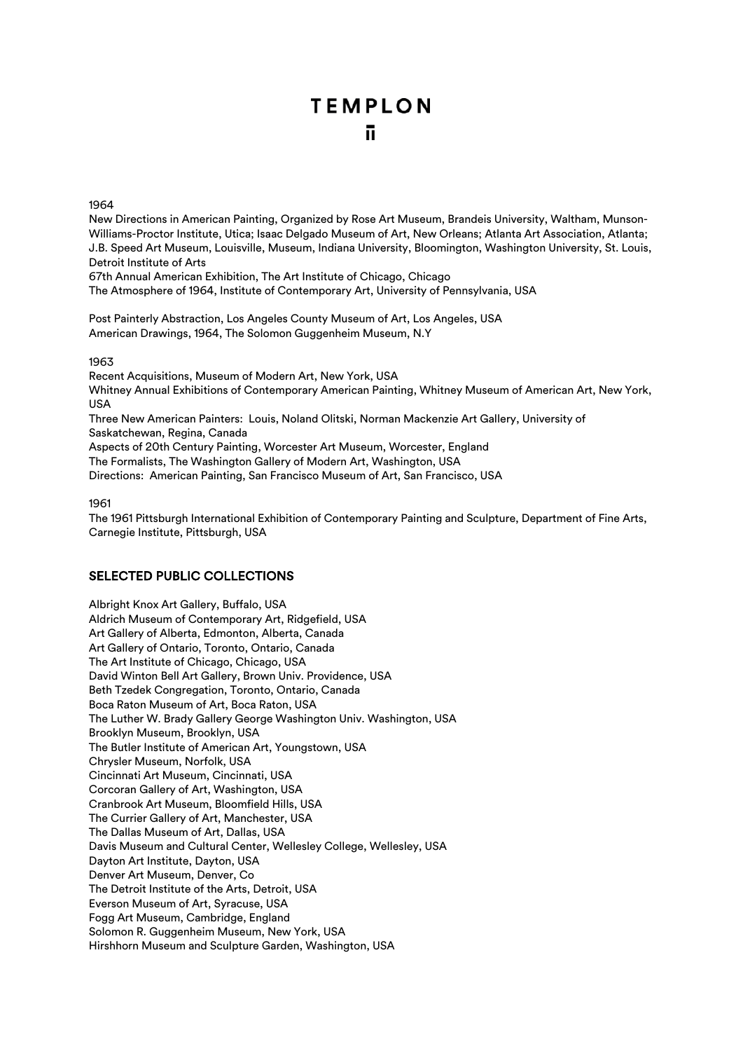1964

New Directions in American Painting, Organized by Rose Art Museum, Brandeis University, Waltham, Munson-Williams-Proctor Institute, Utica; Isaac Delgado Museum of Art, New Orleans; Atlanta Art Association, Atlanta; J.B. Speed Art Museum, Louisville, Museum, Indiana University, Bloomington, Washington University, St. Louis, Detroit Institute of Arts
67th Annual American Exhibition, The Art Institute of Chicago, Chicago
The Atmosphere of 1964, Institute of Contemporary Art, University of Pennsylvania, USA

Post Painterly Abstraction, Los Angeles County Museum of Art, Los Angeles, USA
American Drawings, 1964, The Solomon Guggenheim Museum, N.Y

1963

Recent Acquisitions, Museum of Modern Art, New York, USA
Whitney Annual Exhibitions of Contemporary American Painting, Whitney Museum of American Art, New York, USA
Three New American Painters:  Louis, Noland Olitski, Norman Mackenzie Art Gallery, University of Saskatchewan, Regina, Canada
Aspects of 20th Century Painting, Worcester Art Museum, Worcester, England
The Formalists, The Washington Gallery of Modern Art, Washington, USA
Directions:  American Painting, San Francisco Museum of Art, San Francisco, USA

1961

The 1961 Pittsburgh International Exhibition of Contemporary Painting and Sculpture, Department of Fine Arts, Carnegie Institute, Pittsburgh, USA

## SELECTED PUBLIC COLLECTIONS

Albright Knox Art Gallery, Buffalo, USA
Aldrich Museum of Contemporary Art, Ridgefield, USA
Art Gallery of Alberta, Edmonton, Alberta, Canada
Art Gallery of Ontario, Toronto, Ontario, Canada
The Art Institute of Chicago, Chicago, USA
David Winton Bell Art Gallery, Brown Univ. Providence, USA
Beth Tzedek Congregation, Toronto, Ontario, Canada
Boca Raton Museum of Art, Boca Raton, USA
The Luther W. Brady Gallery George Washington Univ. Washington, USA
Brooklyn Museum, Brooklyn, USA
The Butler Institute of American Art, Youngstown, USA
Chrysler Museum, Norfolk, USA
Cincinnati Art Museum, Cincinnati, USA
Corcoran Gallery of Art, Washington, USA
Cranbrook Art Museum, Bloomfield Hills, USA
The Currier Gallery of Art, Manchester, USA
The Dallas Museum of Art, Dallas, USA
Davis Museum and Cultural Center, Wellesley College, Wellesley, USA
Dayton Art Institute, Dayton, USA
Denver Art Museum, Denver, Co
The Detroit Institute of the Arts, Detroit, USA
Everson Museum of Art, Syracuse, USA
Fogg Art Museum, Cambridge, England
Solomon R. Guggenheim Museum, New York, USA
Hirshhorn Museum and Sculpture Garden, Washington, USA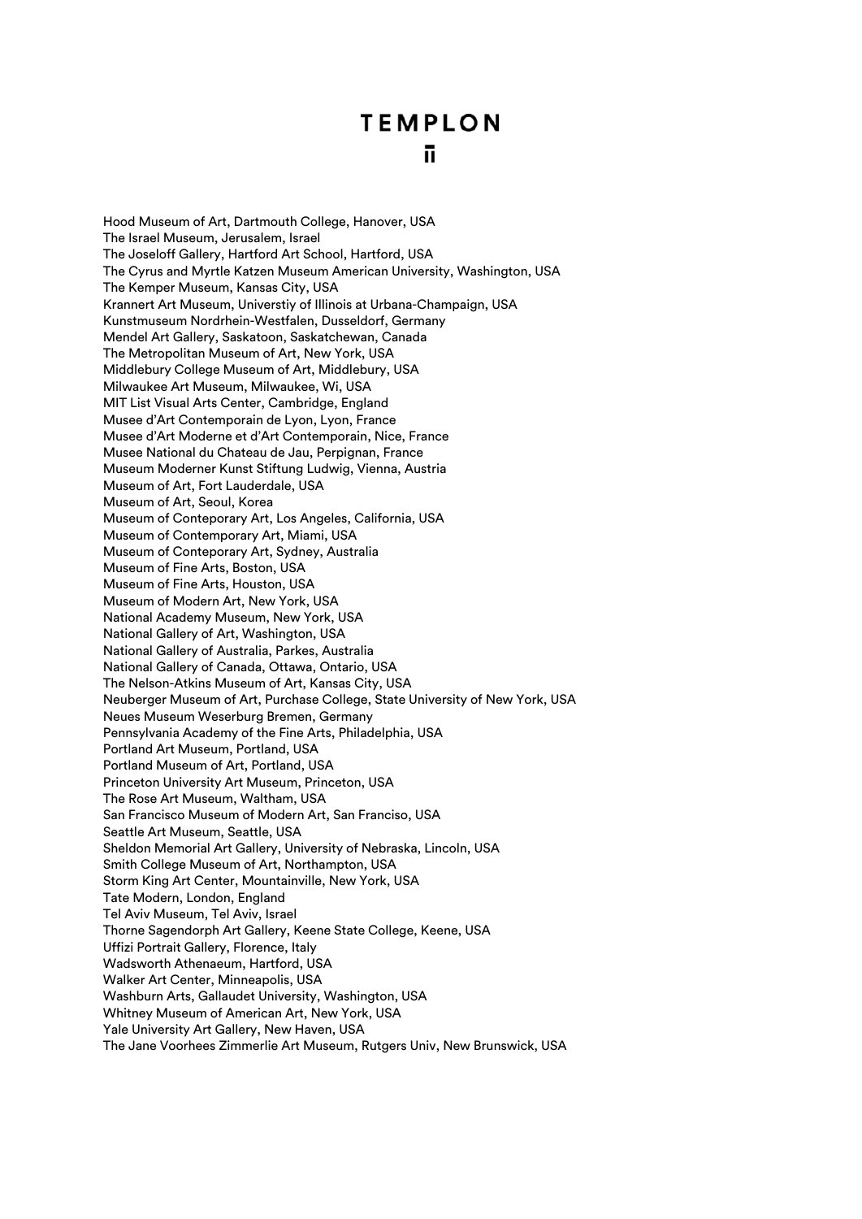Hood Museum of Art, Dartmouth College, Hanover, USA
The Israel Museum, Jerusalem, Israel
The Joseloff Gallery, Hartford Art School, Hartford, USA
The Cyrus and Myrtle Katzen Museum American University, Washington, USA
The Kemper Museum, Kansas City, USA
Krannert Art Museum, Universtiy of Illinois at Urbana-Champaign, USA
Kunstmuseum Nordrhein-Westfalen, Dusseldorf, Germany
Mendel Art Gallery, Saskatoon, Saskatchewan, Canada
The Metropolitan Museum of Art, New York, USA
Middlebury College Museum of Art, Middlebury, USA
Milwaukee Art Museum, Milwaukee, Wi, USA
MIT List Visual Arts Center, Cambridge, England
Musee d'Art Contemporain de Lyon, Lyon, France
Musee d'Art Moderne et d'Art Contemporain, Nice, France
Musee National du Chateau de Jau, Perpignan, France
Museum Moderner Kunst Stiftung Ludwig, Vienna, Austria
Museum of Art, Fort Lauderdale, USA
Museum of Art, Seoul, Korea
Museum of Conteporary Art, Los Angeles, California, USA
Museum of Contemporary Art, Miami, USA
Museum of Conteporary Art, Sydney, Australia
Museum of Fine Arts, Boston, USA
Museum of Fine Arts, Houston, USA
Museum of Modern Art, New York, USA
National Academy Museum, New York, USA
National Gallery of Art, Washington, USA
National Gallery of Australia, Parkes, Australia
National Gallery of Canada, Ottawa, Ontario, USA
The Nelson-Atkins Museum of Art, Kansas City, USA
Neuberger Museum of Art, Purchase College, State University of New York, USA
Neues Museum Weserburg Bremen, Germany
Pennsylvania Academy of the Fine Arts, Philadelphia, USA
Portland Art Museum, Portland, USA
Portland Museum of Art, Portland, USA
Princeton University Art Museum, Princeton, USA
The Rose Art Museum, Waltham, USA
San Francisco Museum of Modern Art, San Franciso, USA
Seattle Art Museum, Seattle, USA
Sheldon Memorial Art Gallery, University of Nebraska, Lincoln, USA
Smith College Museum of Art, Northampton, USA
Storm King Art Center, Mountainville, New York, USA
Tate Modern, London, England
Tel Aviv Museum, Tel Aviv, Israel
Thorne Sagendorph Art Gallery, Keene State College, Keene, USA
Uffizi Portrait Gallery, Florence, Italy
Wadsworth Athenaeum, Hartford, USA
Walker Art Center, Minneapolis, USA
Washburn Arts, Gallaudet University, Washington, USA
Whitney Museum of American Art, New York, USA
Yale University Art Gallery, New Haven, USA
The Jane Voorhees Zimmerlie Art Museum, Rutgers Univ, New Brunswick, USA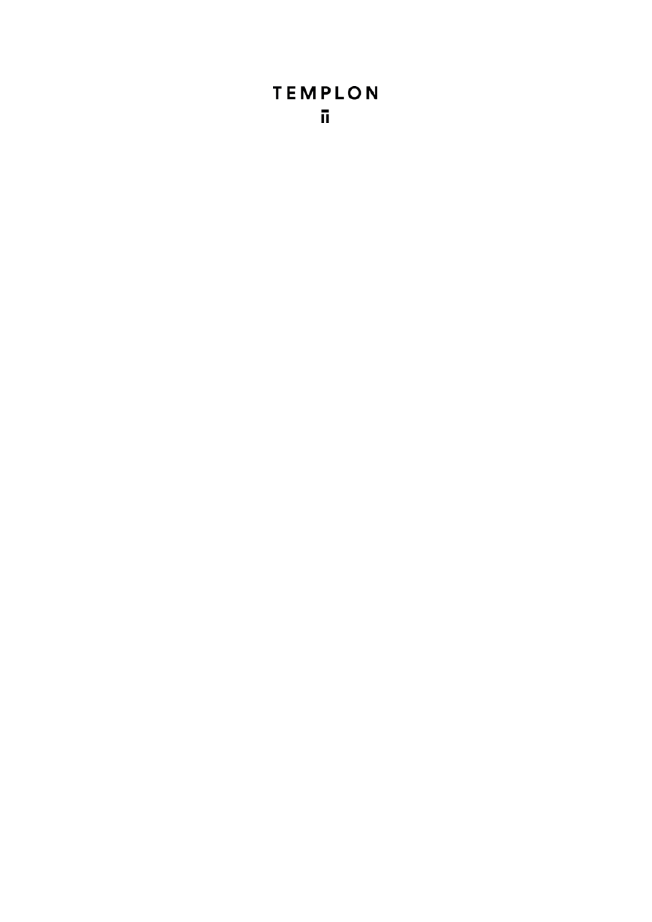TEMPLON